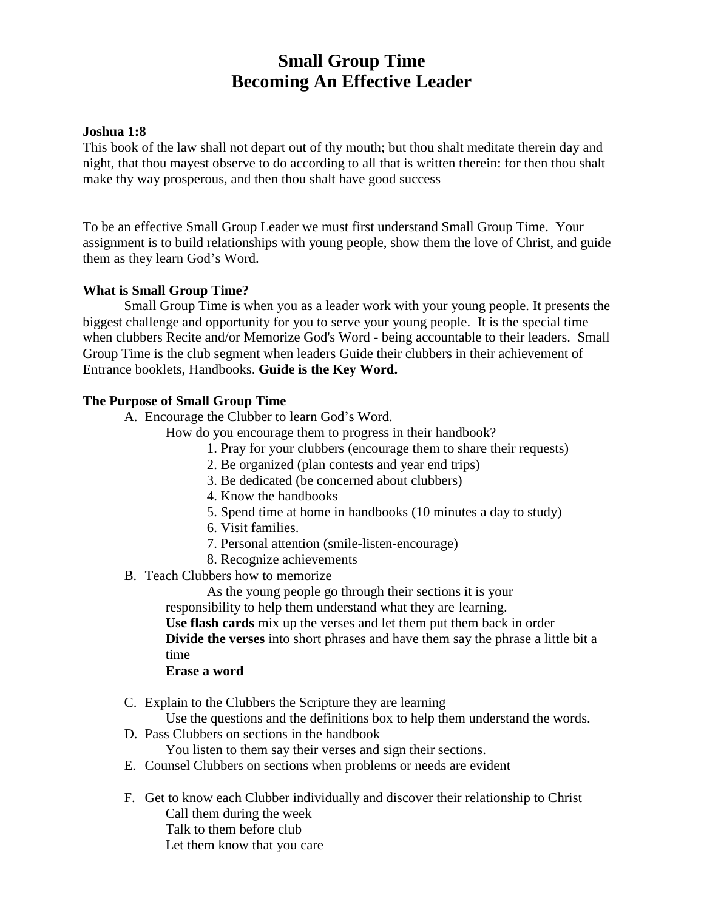# Small Group Time
# Becoming An Effective Leader

**Joshua 1:8**
This book of the law shall not depart out of thy mouth; but thou shalt meditate therein day and night, that thou mayest observe to do according to all that is written therein: for then thou shalt make thy way prosperous, and then thou shalt have good success

To be an effective Small Group Leader we must first understand Small Group Time. Your assignment is to build relationships with young people, show them the love of Christ, and guide them as they learn God's Word.

**What is Small Group Time?**

Small Group Time is when you as a leader work with your young people. It presents the biggest challenge and opportunity for you to serve your young people. It is the special time when clubbers Recite and/or Memorize God's Word - being accountable to their leaders. Small Group Time is the club segment when leaders Guide their clubbers in their achievement of Entrance booklets, Handbooks. **Guide is the Key Word.**

**The Purpose of Small Group Time**

A. Encourage the Clubber to learn God's Word.

How do you encourage them to progress in their handbook?

1. Pray for your clubbers (encourage them to share their requests)
2. Be organized (plan contests and year end trips)
3. Be dedicated (be concerned about clubbers)
4. Know the handbooks
5. Spend time at home in handbooks (10 minutes a day to study)
6. Visit families.
7. Personal attention (smile-listen-encourage)
8. Recognize achievements

B. Teach Clubbers how to memorize

As the young people go through their sections it is your responsibility to help them understand what they are learning.

**Use flash cards** mix up the verses and let them put them back in order

**Divide the verses** into short phrases and have them say the phrase a little bit a time

**Erase a word**

C. Explain to the Clubbers the Scripture they are learning

Use the questions and the definitions box to help them understand the words.

D. Pass Clubbers on sections in the handbook

You listen to them say their verses and sign their sections.

E. Counsel Clubbers on sections when problems or needs are evident

F. Get to know each Clubber individually and discover their relationship to Christ

Call them during the week

Talk to them before club

Let them know that you care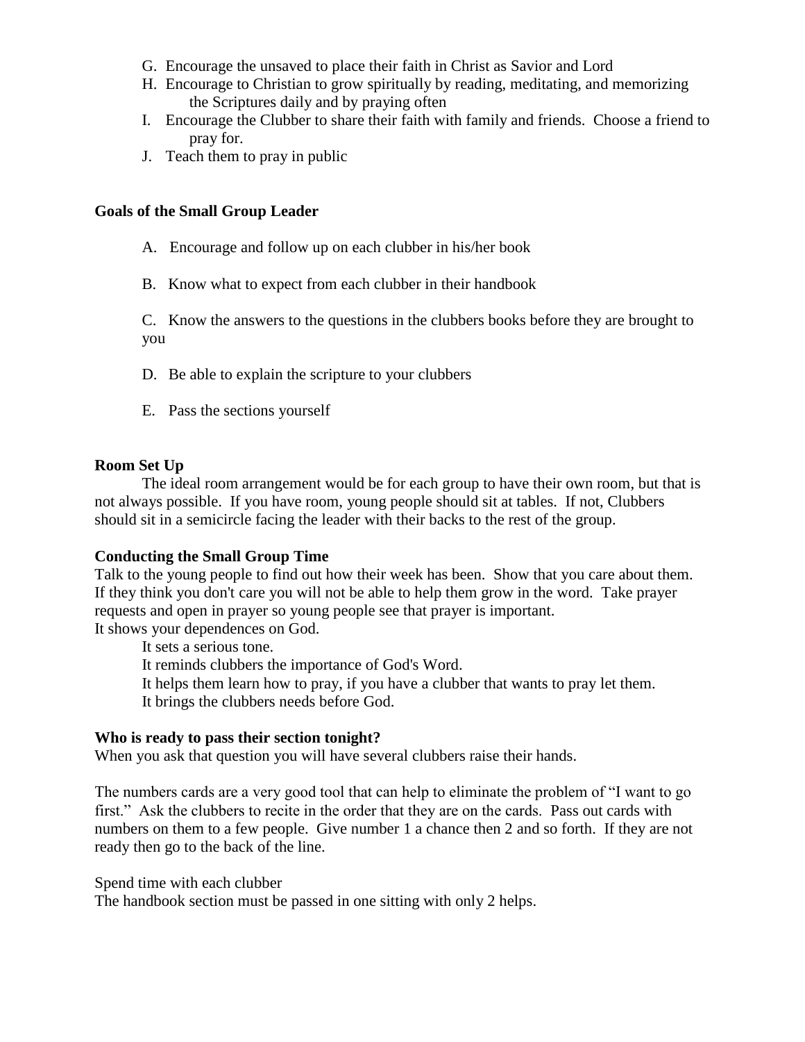G. Encourage the unsaved to place their faith in Christ as Savior and Lord
H. Encourage to Christian to grow spiritually by reading, meditating, and memorizing the Scriptures daily and by praying often
I. Encourage the Clubber to share their faith with family and friends. Choose a friend to pray for.
J. Teach them to pray in public

**Goals of the Small Group Leader**

A. Encourage and follow up on each clubber in his/her book

B. Know what to expect from each clubber in their handbook

C. Know the answers to the questions in the clubbers books before they are brought to you

D. Be able to explain the scripture to your clubbers

E. Pass the sections yourself

**Room Set Up**

The ideal room arrangement would be for each group to have their own room, but that is not always possible. If you have room, young people should sit at tables. If not, Clubbers should sit in a semicircle facing the leader with their backs to the rest of the group.

**Conducting the Small Group Time**

Talk to the young people to find out how their week has been. Show that you care about them. If they think you don't care you will not be able to help them grow in the word. Take prayer requests and open in prayer so young people see that prayer is important.
It shows your dependences on God.

It sets a serious tone.
It reminds clubbers the importance of God's Word.
It helps them learn how to pray, if you have a clubber that wants to pray let them.
It brings the clubbers needs before God.

**Who is ready to pass their section tonight?**

When you ask that question you will have several clubbers raise their hands.

The numbers cards are a very good tool that can help to eliminate the problem of "I want to go first." Ask the clubbers to recite in the order that they are on the cards. Pass out cards with numbers on them to a few people. Give number 1 a chance then 2 and so forth. If they are not ready then go to the back of the line.

Spend time with each clubber
The handbook section must be passed in one sitting with only 2 helps.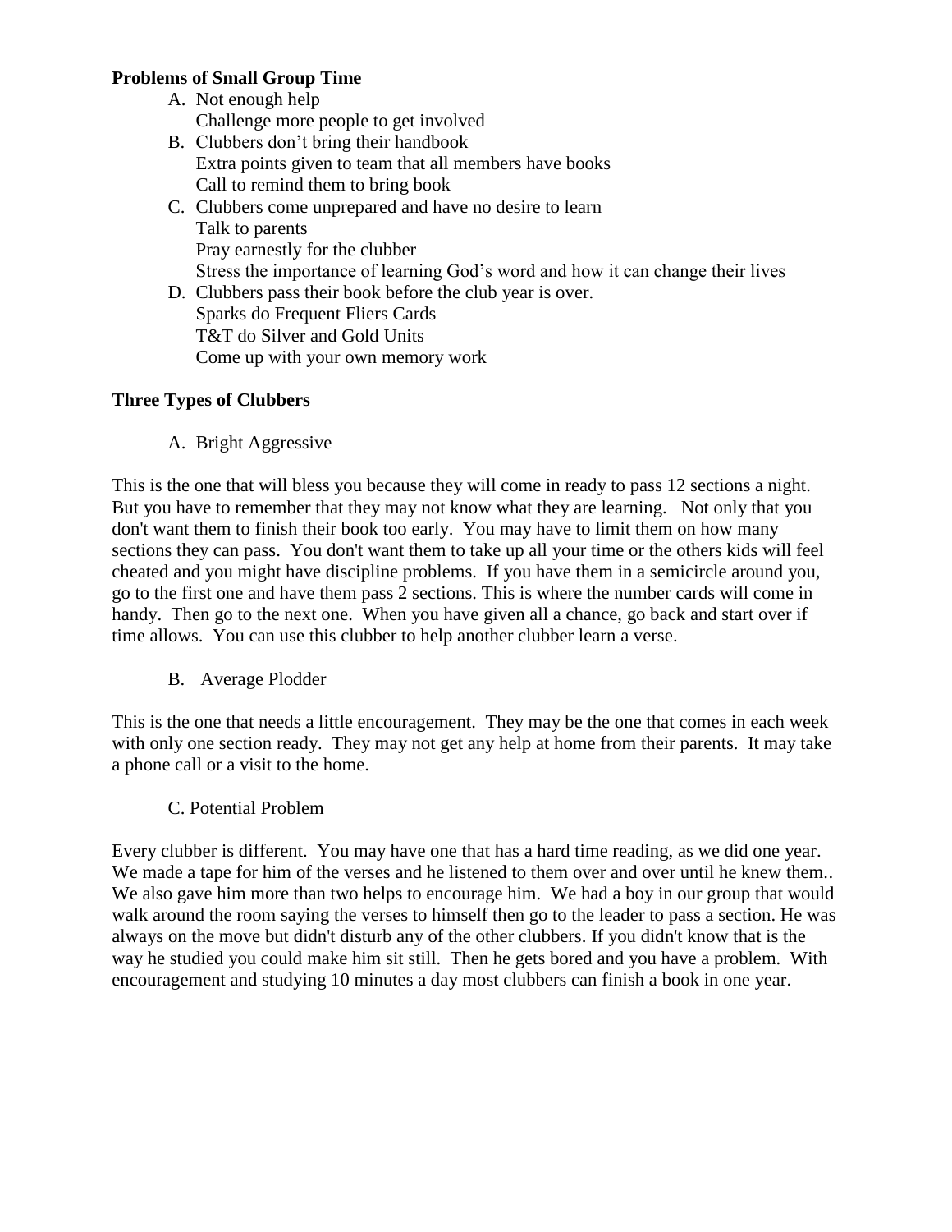**Problems of Small Group Time**

A. Not enough help
   Challenge more people to get involved
B. Clubbers don't bring their handbook
   Extra points given to team that all members have books
   Call to remind them to bring book
C. Clubbers come unprepared and have no desire to learn
   Talk to parents
   Pray earnestly for the clubber
   Stress the importance of learning God's word and how it can change their lives
D. Clubbers pass their book before the club year is over.
   Sparks do Frequent Fliers Cards
   T&T do Silver and Gold Units
   Come up with your own memory work

**Three Types of Clubbers**

A. Bright Aggressive

This is the one that will bless you because they will come in ready to pass 12 sections a night. But you have to remember that they may not know what they are learning. Not only that you don't want them to finish their book too early. You may have to limit them on how many sections they can pass. You don't want them to take up all your time or the others kids will feel cheated and you might have discipline problems. If you have them in a semicircle around you, go to the first one and have them pass 2 sections. This is where the number cards will come in handy. Then go to the next one. When you have given all a chance, go back and start over if time allows. You can use this clubber to help another clubber learn a verse.

B. Average Plodder

This is the one that needs a little encouragement. They may be the one that comes in each week with only one section ready. They may not get any help at home from their parents. It may take a phone call or a visit to the home.

C. Potential Problem

Every clubber is different. You may have one that has a hard time reading, as we did one year. We made a tape for him of the verses and he listened to them over and over until he knew them.. We also gave him more than two helps to encourage him. We had a boy in our group that would walk around the room saying the verses to himself then go to the leader to pass a section. He was always on the move but didn't disturb any of the other clubbers. If you didn't know that is the way he studied you could make him sit still. Then he gets bored and you have a problem. With encouragement and studying 10 minutes a day most clubbers can finish a book in one year.